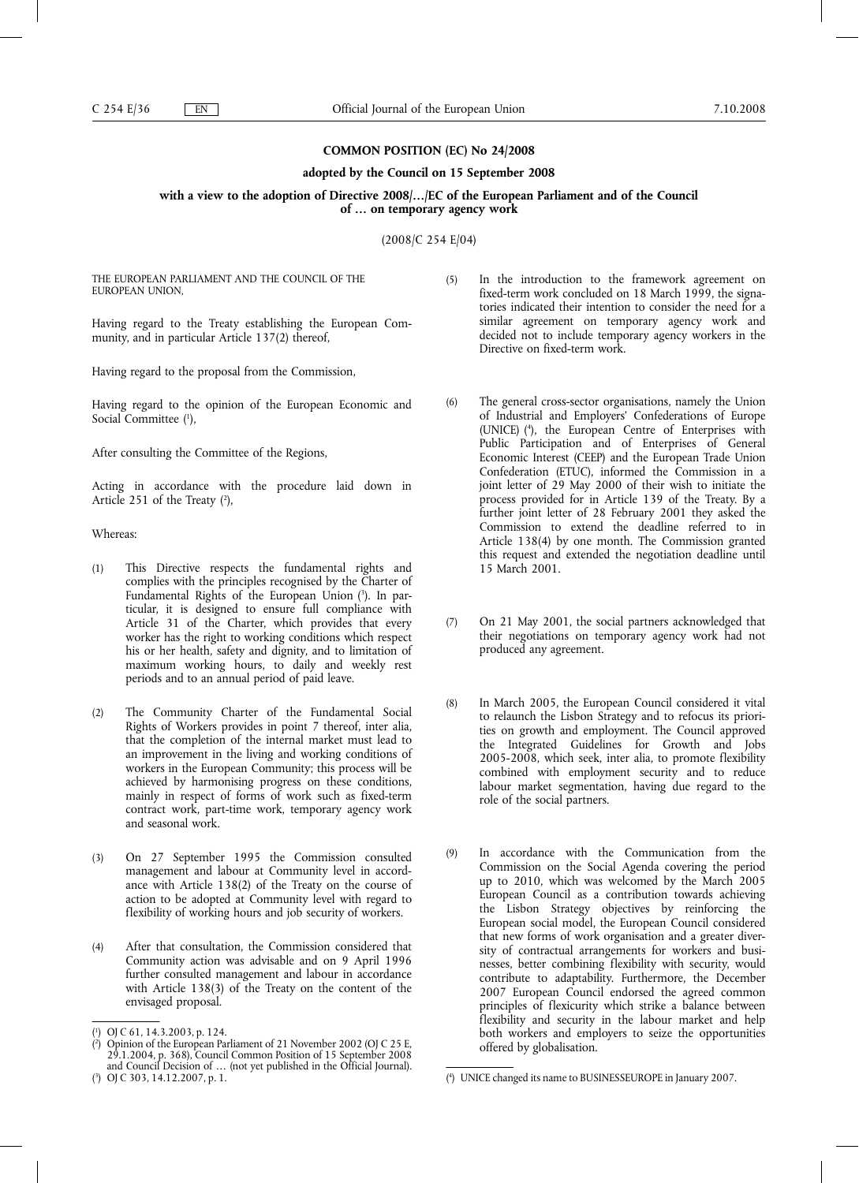**COMMON POSITION (EC) No 24/2008**

**adopted by the Council on 15 September 2008**

**with a view to the adoption of Directive 2008/…/EC of the European Parliament and of the Council of … on temporary agency work**

(2008/C 254 E/04)

THE EUROPEAN PARLIAMENT AND THE COUNCIL OF THE EUROPEAN UNION,

Having regard to the Treaty establishing the European Community, and in particular Article 137(2) thereof,

Having regard to the proposal from the Commission,

Having regard to the opinion of the European Economic and Social Committee [1],

After consulting the Committee of the Regions,

Acting in accordance with the procedure laid down in Article 251 of the Treaty [2],

Whereas:

(1) This Directive respects the fundamental rights and complies with the principles recognised by the Charter of Fundamental Rights of the European Union [3]. In particular, it is designed to ensure full compliance with Article 31 of the Charter, which provides that every worker has the right to working conditions which respect his or her health, safety and dignity, and to limitation of maximum working hours, to daily and weekly rest periods and to an annual period of paid leave.

(2) The Community Charter of the Fundamental Social Rights of Workers provides in point 7 thereof, inter alia, that the completion of the internal market must lead to an improvement in the living and working conditions of workers in the European Community; this process will be achieved by harmonising progress on these conditions, mainly in respect of forms of work such as fixed-term contract work, part-time work, temporary agency work and seasonal work.

(3) On 27 September 1995 the Commission consulted management and labour at Community level in accordance with Article 138(2) of the Treaty on the course of action to be adopted at Community level with regard to flexibility of working hours and job security of workers.

(4) After that consultation, the Commission considered that Community action was advisable and on 9 April 1996 further consulted management and labour in accordance with Article 138(3) of the Treaty on the content of the envisaged proposal.

(5) In the introduction to the framework agreement on fixed-term work concluded on 18 March 1999, the signatories indicated their intention to consider the need for a similar agreement on temporary agency work and decided not to include temporary agency workers in the Directive on fixed-term work.

(6) The general cross-sector organisations, namely the Union of Industrial and Employers' Confederations of Europe (UNICE) [4], the European Centre of Enterprises with Public Participation and of Enterprises of General Economic Interest (CEEP) and the European Trade Union Confederation (ETUC), informed the Commission in a joint letter of 29 May 2000 of their wish to initiate the process provided for in Article 139 of the Treaty. By a further joint letter of 28 February 2001 they asked the Commission to extend the deadline referred to in Article 138(4) by one month. The Commission granted this request and extended the negotiation deadline until 15 March 2001.

(7) On 21 May 2001, the social partners acknowledged that their negotiations on temporary agency work had not produced any agreement.

(8) In March 2005, the European Council considered it vital to relaunch the Lisbon Strategy and to refocus its priorities on growth and employment. The Council approved the Integrated Guidelines for Growth and Jobs 2005-2008, which seek, inter alia, to promote flexibility combined with employment security and to reduce labour market segmentation, having due regard to the role of the social partners.

(9) In accordance with the Communication from the Commission on the Social Agenda covering the period up to 2010, which was welcomed by the March 2005 European Council as a contribution towards achieving the Lisbon Strategy objectives by reinforcing the European social model, the European Council considered that new forms of work organisation and a greater diversity of contractual arrangements for workers and businesses, better combining flexibility with security, would contribute to adaptability. Furthermore, the December 2007 European Council endorsed the agreed common principles of flexicurity which strike a balance between flexibility and security in the labour market and help both workers and employers to seize the opportunities offered by globalisation.

---

[1] OJ C 61, 14.3.2003, p. 124.

[2] Opinion of the European Parliament of 21 November 2002 (OJ C 25 E, 29.1.2004, p. 368), Council Common Position of 15 September 2008 and Council Decision of … (not yet published in the Official Journal).

[3] OJ C 303, 14.12.2007, p. 1.

[4] UNICE changed its name to BUSINESSEUROPE in January 2007.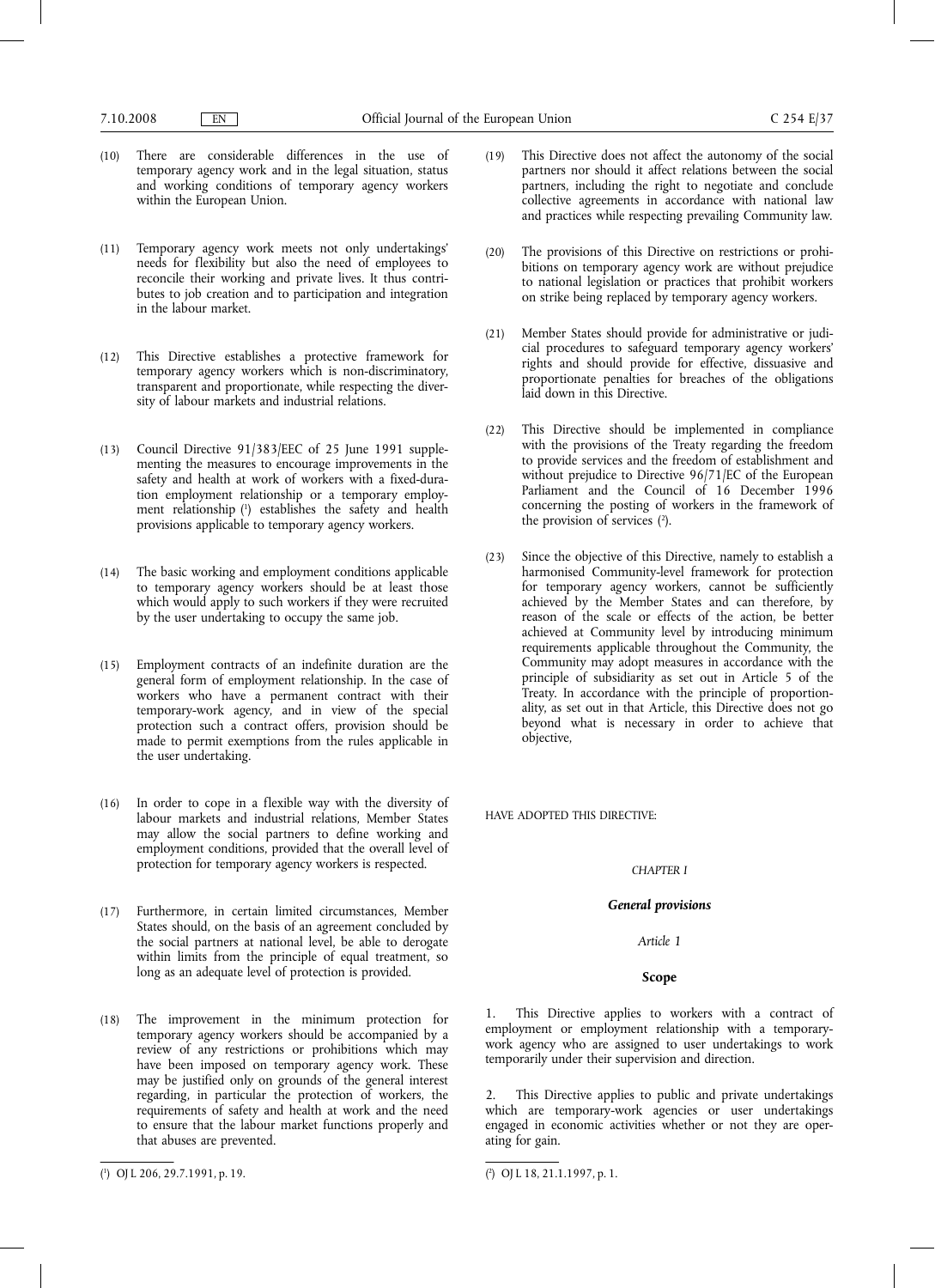(10) There are considerable differences in the use of temporary agency work and in the legal situation, status and working conditions of temporary agency workers within the European Union.

(11) Temporary agency work meets not only undertakings' needs for flexibility but also the need of employees to reconcile their working and private lives. It thus contributes to job creation and to participation and integration in the labour market.

(12) This Directive establishes a protective framework for temporary agency workers which is non-discriminatory, transparent and proportionate, while respecting the diversity of labour markets and industrial relations.

(13) Council Directive 91/383/EEC of 25 June 1991 supplementing the measures to encourage improvements in the safety and health at work of workers with a fixed-duration employment relationship or a temporary employment relationship [1] establishes the safety and health provisions applicable to temporary agency workers.

(14) The basic working and employment conditions applicable to temporary agency workers should be at least those which would apply to such workers if they were recruited by the user undertaking to occupy the same job.

(15) Employment contracts of an indefinite duration are the general form of employment relationship. In the case of workers who have a permanent contract with their temporary-work agency, and in view of the special protection such a contract offers, provision should be made to permit exemptions from the rules applicable in the user undertaking.

(16) In order to cope in a flexible way with the diversity of labour markets and industrial relations, Member States may allow the social partners to define working and employment conditions, provided that the overall level of protection for temporary agency workers is respected.

(17) Furthermore, in certain limited circumstances, Member States should, on the basis of an agreement concluded by the social partners at national level, be able to derogate within limits from the principle of equal treatment, so long as an adequate level of protection is provided.

(18) The improvement in the minimum protection for temporary agency workers should be accompanied by a review of any restrictions or prohibitions which may have been imposed on temporary agency work. These may be justified only on grounds of the general interest regarding, in particular the protection of workers, the requirements of safety and health at work and the need to ensure that the labour market functions properly and that abuses are prevented.

(19) This Directive does not affect the autonomy of the social partners nor should it affect relations between the social partners, including the right to negotiate and conclude collective agreements in accordance with national law and practices while respecting prevailing Community law.

(20) The provisions of this Directive on restrictions or prohibitions on temporary agency work are without prejudice to national legislation or practices that prohibit workers on strike being replaced by temporary agency workers.

(21) Member States should provide for administrative or judicial procedures to safeguard temporary agency workers' rights and should provide for effective, dissuasive and proportionate penalties for breaches of the obligations laid down in this Directive.

(22) This Directive should be implemented in compliance with the provisions of the Treaty regarding the freedom to provide services and the freedom of establishment and without prejudice to Directive 96/71/EC of the European Parliament and the Council of 16 December 1996 concerning the posting of workers in the framework of the provision of services [2].

(23) Since the objective of this Directive, namely to establish a harmonised Community-level framework for protection for temporary agency workers, cannot be sufficiently achieved by the Member States and can therefore, by reason of the scale or effects of the action, be better achieved at Community level by introducing minimum requirements applicable throughout the Community, the Community may adopt measures in accordance with the principle of subsidiarity as set out in Article 5 of the Treaty. In accordance with the principle of proportionality, as set out in that Article, this Directive does not go beyond what is necessary in order to achieve that objective,

HAVE ADOPTED THIS DIRECTIVE:

## *CHAPTER I*

## ***General provisions***

### *Article 1*

### **Scope**

1. This Directive applies to workers with a contract of employment or employment relationship with a temporary-work agency who are assigned to user undertakings to work temporarily under their supervision and direction.

2. This Directive applies to public and private undertakings which are temporary-work agencies or user undertakings engaged in economic activities whether or not they are operating for gain.

---

[1] OJ L 206, 29.7.1991, p. 19.

[2] OJ L 18, 21.1.1997, p. 1.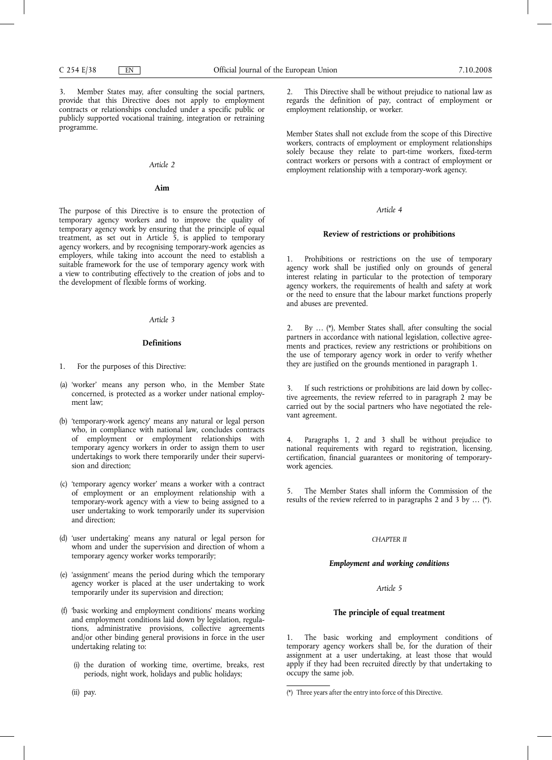3. Member States may, after consulting the social partners, provide that this Directive does not apply to employment contracts or relationships concluded under a specific public or publicly supported vocational training, integration or retraining programme.

*Article 2*

**Aim**

The purpose of this Directive is to ensure the protection of temporary agency workers and to improve the quality of temporary agency work by ensuring that the principle of equal treatment, as set out in Article 5, is applied to temporary agency workers, and by recognising temporary-work agencies as employers, while taking into account the need to establish a suitable framework for the use of temporary agency work with a view to contributing effectively to the creation of jobs and to the development of flexible forms of working.

*Article 3*

**Definitions**

1. For the purposes of this Directive:

(a) 'worker' means any person who, in the Member State concerned, is protected as a worker under national employment law;

(b) 'temporary-work agency' means any natural or legal person who, in compliance with national law, concludes contracts of employment or employment relationships with temporary agency workers in order to assign them to user undertakings to work there temporarily under their supervision and direction;

(c) 'temporary agency worker' means a worker with a contract of employment or an employment relationship with a temporary-work agency with a view to being assigned to a user undertaking to work temporarily under its supervision and direction;

(d) 'user undertaking' means any natural or legal person for whom and under the supervision and direction of whom a temporary agency worker works temporarily;

(e) 'assignment' means the period during which the temporary agency worker is placed at the user undertaking to work temporarily under its supervision and direction;

(f) 'basic working and employment conditions' means working and employment conditions laid down by legislation, regulations, administrative provisions, collective agreements and/or other binding general provisions in force in the user undertaking relating to:

(i) the duration of working time, overtime, breaks, rest periods, night work, holidays and public holidays;

(ii) pay.

2. This Directive shall be without prejudice to national law as regards the definition of pay, contract of employment or employment relationship, or worker.

Member States shall not exclude from the scope of this Directive workers, contracts of employment or employment relationships solely because they relate to part-time workers, fixed-term contract workers or persons with a contract of employment or employment relationship with a temporary-work agency.

*Article 4*

**Review of restrictions or prohibitions**

1. Prohibitions or restrictions on the use of temporary agency work shall be justified only on grounds of general interest relating in particular to the protection of temporary agency workers, the requirements of health and safety at work or the need to ensure that the labour market functions properly and abuses are prevented.

2. By … (*), Member States shall, after consulting the social partners in accordance with national legislation, collective agreements and practices, review any restrictions or prohibitions on the use of temporary agency work in order to verify whether they are justified on the grounds mentioned in paragraph 1.

3. If such restrictions or prohibitions are laid down by collective agreements, the review referred to in paragraph 2 may be carried out by the social partners who have negotiated the relevant agreement.

4. Paragraphs 1, 2 and 3 shall be without prejudice to national requirements with regard to registration, licensing, certification, financial guarantees or monitoring of temporary-work agencies.

5. The Member States shall inform the Commission of the results of the review referred to in paragraphs 2 and 3 by … (*).

## CHAPTER II

***Employment and working conditions***

*Article 5*

**The principle of equal treatment**

1. The basic working and employment conditions of temporary agency workers shall be, for the duration of their assignment at a user undertaking, at least those that would apply if they had been recruited directly by that undertaking to occupy the same job.

(*) Three years after the entry into force of this Directive.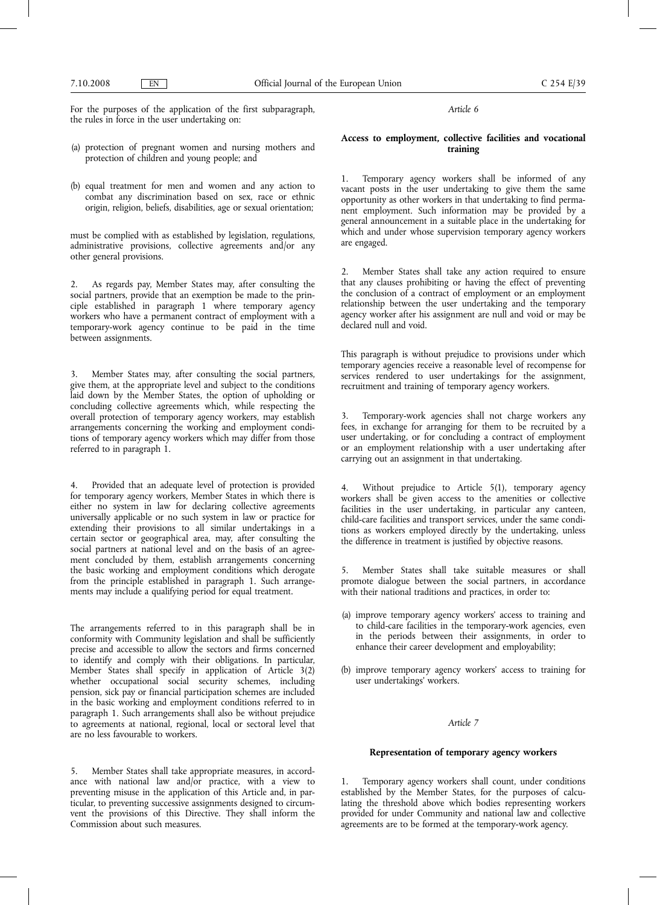For the purposes of the application of the first subparagraph, the rules in force in the user undertaking on:

(a) protection of pregnant women and nursing mothers and protection of children and young people; and

(b) equal treatment for men and women and any action to combat any discrimination based on sex, race or ethnic origin, religion, beliefs, disabilities, age or sexual orientation;

must be complied with as established by legislation, regulations, administrative provisions, collective agreements and/or any other general provisions.

2. As regards pay, Member States may, after consulting the social partners, provide that an exemption be made to the principle established in paragraph 1 where temporary agency workers who have a permanent contract of employment with a temporary-work agency continue to be paid in the time between assignments.

3. Member States may, after consulting the social partners, give them, at the appropriate level and subject to the conditions laid down by the Member States, the option of upholding or concluding collective agreements which, while respecting the overall protection of temporary agency workers, may establish arrangements concerning the working and employment conditions of temporary agency workers which may differ from those referred to in paragraph 1.

4. Provided that an adequate level of protection is provided for temporary agency workers, Member States in which there is either no system in law for declaring collective agreements universally applicable or no such system in law or practice for extending their provisions to all similar undertakings in a certain sector or geographical area, may, after consulting the social partners at national level and on the basis of an agreement concluded by them, establish arrangements concerning the basic working and employment conditions which derogate from the principle established in paragraph 1. Such arrangements may include a qualifying period for equal treatment.

The arrangements referred to in this paragraph shall be in conformity with Community legislation and shall be sufficiently precise and accessible to allow the sectors and firms concerned to identify and comply with their obligations. In particular, Member States shall specify in application of Article 3(2) whether occupational social security schemes, including pension, sick pay or financial participation schemes are included in the basic working and employment conditions referred to in paragraph 1. Such arrangements shall also be without prejudice to agreements at national, regional, local or sectoral level that are no less favourable to workers.

5. Member States shall take appropriate measures, in accordance with national law and/or practice, with a view to preventing misuse in the application of this Article and, in particular, to preventing successive assignments designed to circumvent the provisions of this Directive. They shall inform the Commission about such measures.

*Article 6*

**Access to employment, collective facilities and vocational training**

1. Temporary agency workers shall be informed of any vacant posts in the user undertaking to give them the same opportunity as other workers in that undertaking to find permanent employment. Such information may be provided by a general announcement in a suitable place in the undertaking for which and under whose supervision temporary agency workers are engaged.

2. Member States shall take any action required to ensure that any clauses prohibiting or having the effect of preventing the conclusion of a contract of employment or an employment relationship between the user undertaking and the temporary agency worker after his assignment are null and void or may be declared null and void.

This paragraph is without prejudice to provisions under which temporary agencies receive a reasonable level of recompense for services rendered to user undertakings for the assignment, recruitment and training of temporary agency workers.

3. Temporary-work agencies shall not charge workers any fees, in exchange for arranging for them to be recruited by a user undertaking, or for concluding a contract of employment or an employment relationship with a user undertaking after carrying out an assignment in that undertaking.

4. Without prejudice to Article 5(1), temporary agency workers shall be given access to the amenities or collective facilities in the user undertaking, in particular any canteen, child-care facilities and transport services, under the same conditions as workers employed directly by the undertaking, unless the difference in treatment is justified by objective reasons.

5. Member States shall take suitable measures or shall promote dialogue between the social partners, in accordance with their national traditions and practices, in order to:

(a) improve temporary agency workers' access to training and to child-care facilities in the temporary-work agencies, even in the periods between their assignments, in order to enhance their career development and employability;

(b) improve temporary agency workers' access to training for user undertakings' workers.

*Article 7*

**Representation of temporary agency workers**

1. Temporary agency workers shall count, under conditions established by the Member States, for the purposes of calculating the threshold above which bodies representing workers provided for under Community and national law and collective agreements are to be formed at the temporary-work agency.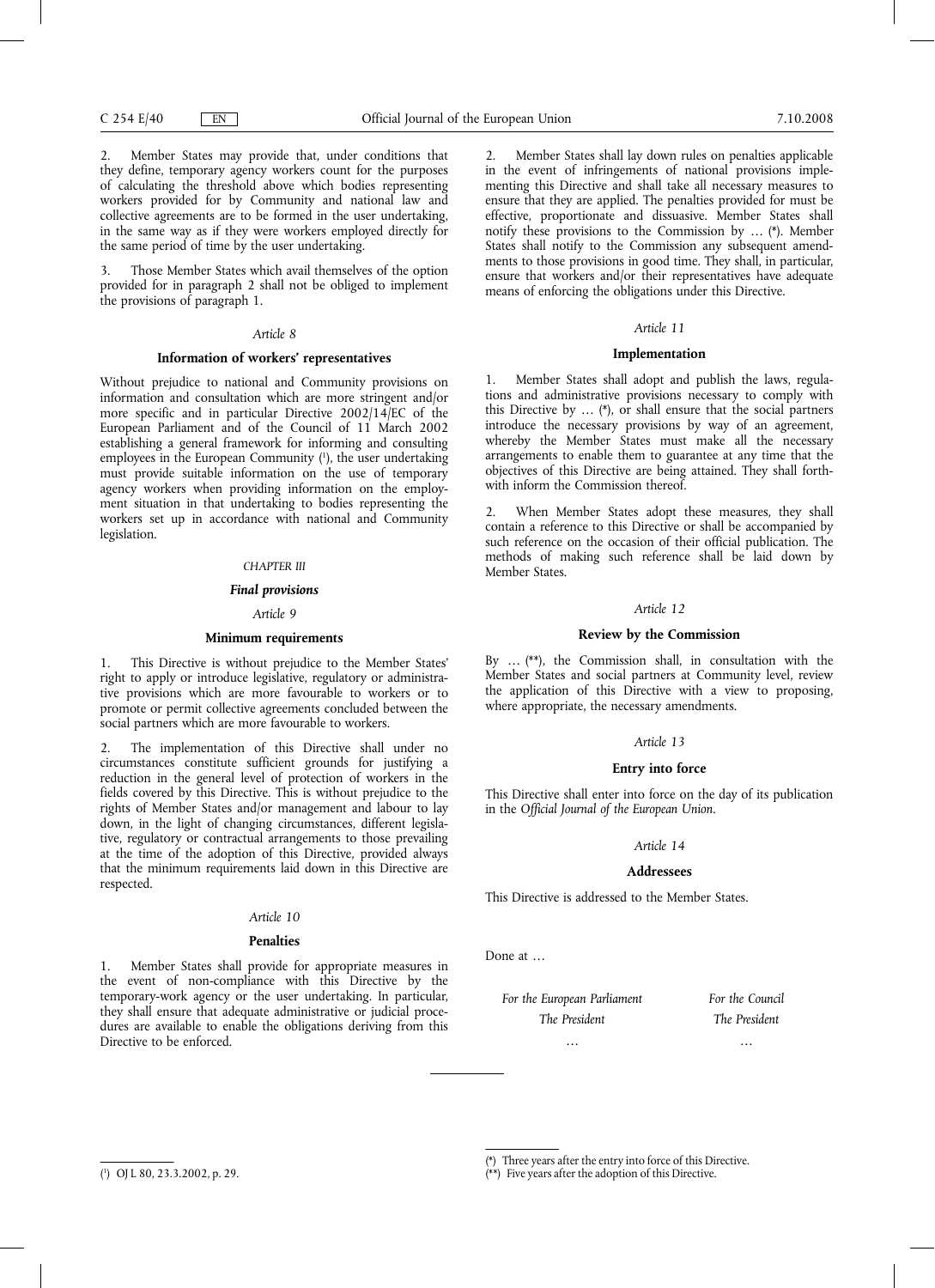2. Member States may provide that, under conditions that they define, temporary agency workers count for the purposes of calculating the threshold above which bodies representing workers provided for by Community and national law and collective agreements are to be formed in the user undertaking, in the same way as if they were workers employed directly for the same period of time by the user undertaking.

3. Those Member States which avail themselves of the option provided for in paragraph 2 shall not be obliged to implement the provisions of paragraph 1.

*Article 8*

**Information of workers' representatives**

Without prejudice to national and Community provisions on information and consultation which are more stringent and/or more specific and in particular Directive 2002/14/EC of the European Parliament and of the Council of 11 March 2002 establishing a general framework for informing and consulting employees in the European Community [1], the user undertaking must provide suitable information on the use of temporary agency workers when providing information on the employment situation in that undertaking to bodies representing the workers set up in accordance with national and Community legislation.

*CHAPTER III*

***Final provisions***

*Article 9*

**Minimum requirements**

1. This Directive is without prejudice to the Member States' right to apply or introduce legislative, regulatory or administrative provisions which are more favourable to workers or to promote or permit collective agreements concluded between the social partners which are more favourable to workers.

2. The implementation of this Directive shall under no circumstances constitute sufficient grounds for justifying a reduction in the general level of protection of workers in the fields covered by this Directive. This is without prejudice to the rights of Member States and/or management and labour to lay down, in the light of changing circumstances, different legislative, regulatory or contractual arrangements to those prevailing at the time of the adoption of this Directive, provided always that the minimum requirements laid down in this Directive are respected.

*Article 10*

**Penalties**

1. Member States shall provide for appropriate measures in the event of non-compliance with this Directive by the temporary-work agency or the user undertaking. In particular, they shall ensure that adequate administrative or judicial procedures are available to enable the obligations deriving from this Directive to be enforced.

2. Member States shall lay down rules on penalties applicable in the event of infringements of national provisions implementing this Directive and shall take all necessary measures to ensure that they are applied. The penalties provided for must be effective, proportionate and dissuasive. Member States shall notify these provisions to the Commission by … (*). Member States shall notify to the Commission any subsequent amendments to those provisions in good time. They shall, in particular, ensure that workers and/or their representatives have adequate means of enforcing the obligations under this Directive.

*Article 11*

**Implementation**

1. Member States shall adopt and publish the laws, regulations and administrative provisions necessary to comply with this Directive by … (*), or shall ensure that the social partners introduce the necessary provisions by way of an agreement, whereby the Member States must make all the necessary arrangements to enable them to guarantee at any time that the objectives of this Directive are being attained. They shall forthwith inform the Commission thereof.

2. When Member States adopt these measures, they shall contain a reference to this Directive or shall be accompanied by such reference on the occasion of their official publication. The methods of making such reference shall be laid down by Member States.

*Article 12*

**Review by the Commission**

By … (**), the Commission shall, in consultation with the Member States and social partners at Community level, review the application of this Directive with a view to proposing, where appropriate, the necessary amendments.

*Article 13*

**Entry into force**

This Directive shall enter into force on the day of its publication in the *Official Journal of the European Union*.

*Article 14*

**Addressees**

This Directive is addressed to the Member States.

Done at …

| *For the European Parliament* | *For the Council* |
|---|---|
| *The President* | *The President* |
| … | … |

---

[1] OJ L 80, 23.3.2002, p. 29.

(*) Three years after the entry into force of this Directive.

(**) Five years after the adoption of this Directive.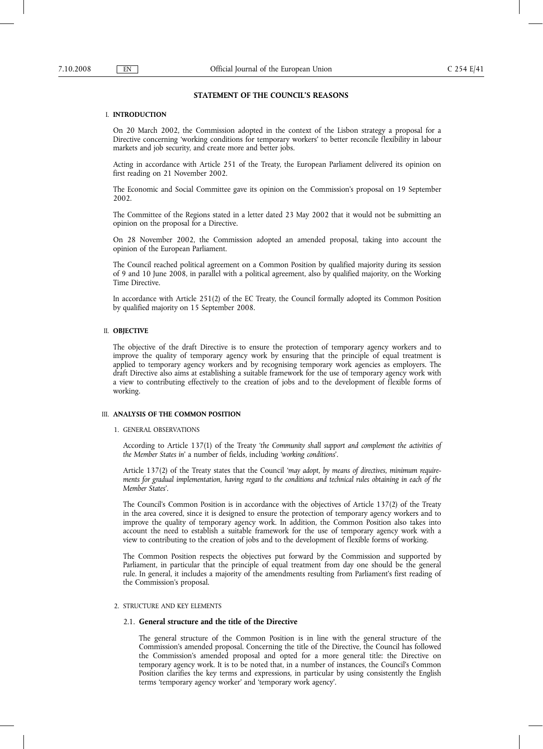## STATEMENT OF THE COUNCIL'S REASONS

### I. INTRODUCTION

On 20 March 2002, the Commission adopted in the context of the Lisbon strategy a proposal for a Directive concerning 'working conditions for temporary workers' to better reconcile flexibility in labour markets and job security, and create more and better jobs.

Acting in accordance with Article 251 of the Treaty, the European Parliament delivered its opinion on first reading on 21 November 2002.

The Economic and Social Committee gave its opinion on the Commission's proposal on 19 September 2002.

The Committee of the Regions stated in a letter dated 23 May 2002 that it would not be submitting an opinion on the proposal for a Directive.

On 28 November 2002, the Commission adopted an amended proposal, taking into account the opinion of the European Parliament.

The Council reached political agreement on a Common Position by qualified majority during its session of 9 and 10 June 2008, in parallel with a political agreement, also by qualified majority, on the Working Time Directive.

In accordance with Article 251(2) of the EC Treaty, the Council formally adopted its Common Position by qualified majority on 15 September 2008.

### II. OBJECTIVE

The objective of the draft Directive is to ensure the protection of temporary agency workers and to improve the quality of temporary agency work by ensuring that the principle of equal treatment is applied to temporary agency workers and by recognising temporary work agencies as employers. The draft Directive also aims at establishing a suitable framework for the use of temporary agency work with a view to contributing effectively to the creation of jobs and to the development of flexible forms of working.

### III. ANALYSIS OF THE COMMON POSITION

#### 1. GENERAL OBSERVATIONS

According to Article 137(1) of the Treaty '*the Community shall support and complement the activities of the Member States in*' a number of fields, including '*working conditions*'.

Article 137(2) of the Treaty states that the Council '*may adopt, by means of directives, minimum requirements for gradual implementation, having regard to the conditions and technical rules obtaining in each of the Member States*'.

The Council's Common Position is in accordance with the objectives of Article 137(2) of the Treaty in the area covered, since it is designed to ensure the protection of temporary agency workers and to improve the quality of temporary agency work. In addition, the Common Position also takes into account the need to establish a suitable framework for the use of temporary agency work with a view to contributing to the creation of jobs and to the development of flexible forms of working.

The Common Position respects the objectives put forward by the Commission and supported by Parliament, in particular that the principle of equal treatment from day one should be the general rule. In general, it includes a majority of the amendments resulting from Parliament's first reading of the Commission's proposal.

#### 2. STRUCTURE AND KEY ELEMENTS

##### 2.1. General structure and the title of the Directive

The general structure of the Common Position is in line with the general structure of the Commission's amended proposal. Concerning the title of the Directive, the Council has followed the Commission's amended proposal and opted for a more general title: the Directive on temporary agency work. It is to be noted that, in a number of instances, the Council's Common Position clarifies the key terms and expressions, in particular by using consistently the English terms 'temporary agency worker' and 'temporary work agency'.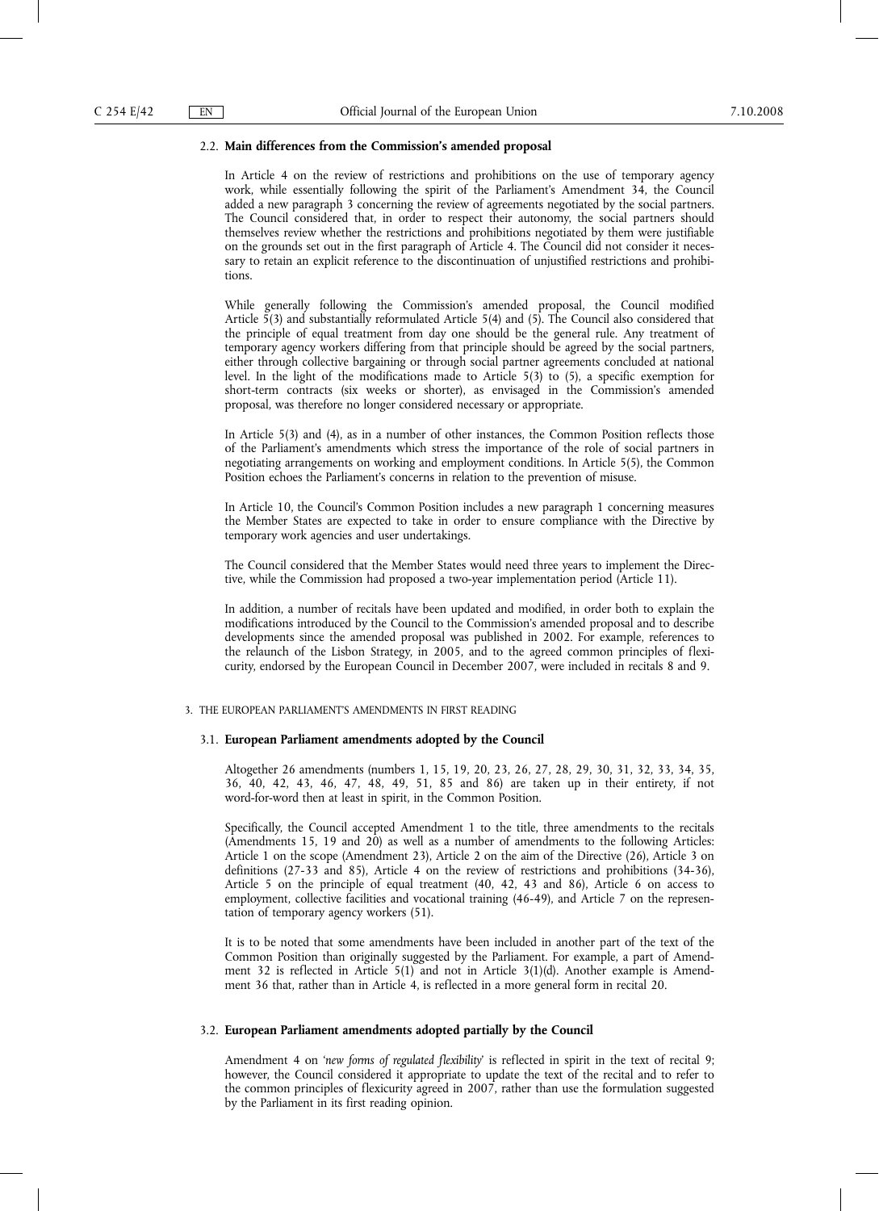### 2.2. **Main differences from the Commission's amended proposal**

In Article 4 on the review of restrictions and prohibitions on the use of temporary agency work, while essentially following the spirit of the Parliament's Amendment 34, the Council added a new paragraph 3 concerning the review of agreements negotiated by the social partners. The Council considered that, in order to respect their autonomy, the social partners should themselves review whether the restrictions and prohibitions negotiated by them were justifiable on the grounds set out in the first paragraph of Article 4. The Council did not consider it necessary to retain an explicit reference to the discontinuation of unjustified restrictions and prohibitions.

While generally following the Commission's amended proposal, the Council modified Article 5(3) and substantially reformulated Article 5(4) and (5). The Council also considered that the principle of equal treatment from day one should be the general rule. Any treatment of temporary agency workers differing from that principle should be agreed by the social partners, either through collective bargaining or through social partner agreements concluded at national level. In the light of the modifications made to Article 5(3) to (5), a specific exemption for short-term contracts (six weeks or shorter), as envisaged in the Commission's amended proposal, was therefore no longer considered necessary or appropriate.

In Article 5(3) and (4), as in a number of other instances, the Common Position reflects those of the Parliament's amendments which stress the importance of the role of social partners in negotiating arrangements on working and employment conditions. In Article 5(5), the Common Position echoes the Parliament's concerns in relation to the prevention of misuse.

In Article 10, the Council's Common Position includes a new paragraph 1 concerning measures the Member States are expected to take in order to ensure compliance with the Directive by temporary work agencies and user undertakings.

The Council considered that the Member States would need three years to implement the Directive, while the Commission had proposed a two-year implementation period (Article 11).

In addition, a number of recitals have been updated and modified, in order both to explain the modifications introduced by the Council to the Commission's amended proposal and to describe developments since the amended proposal was published in 2002. For example, references to the relaunch of the Lisbon Strategy, in 2005, and to the agreed common principles of flexicurity, endorsed by the European Council in December 2007, were included in recitals 8 and 9.

## 3. THE EUROPEAN PARLIAMENT'S AMENDMENTS IN FIRST READING

### 3.1. **European Parliament amendments adopted by the Council**

Altogether 26 amendments (numbers 1, 15, 19, 20, 23, 26, 27, 28, 29, 30, 31, 32, 33, 34, 35, 36, 40, 42, 43, 46, 47, 48, 49, 51, 85 and 86) are taken up in their entirety, if not word-for-word then at least in spirit, in the Common Position.

Specifically, the Council accepted Amendment 1 to the title, three amendments to the recitals (Amendments 15, 19 and 20) as well as a number of amendments to the following Articles: Article 1 on the scope (Amendment 23), Article 2 on the aim of the Directive (26), Article 3 on definitions (27-33 and 85), Article 4 on the review of restrictions and prohibitions (34-36), Article 5 on the principle of equal treatment (40, 42, 43 and 86), Article 6 on access to employment, collective facilities and vocational training (46-49), and Article 7 on the representation of temporary agency workers (51).

It is to be noted that some amendments have been included in another part of the text of the Common Position than originally suggested by the Parliament. For example, a part of Amendment 32 is reflected in Article 5(1) and not in Article 3(1)(d). Another example is Amendment 36 that, rather than in Article 4, is reflected in a more general form in recital 20.

### 3.2. **European Parliament amendments adopted partially by the Council**

Amendment 4 on '*new forms of regulated flexibility*' is reflected in spirit in the text of recital 9; however, the Council considered it appropriate to update the text of the recital and to refer to the common principles of flexicurity agreed in 2007, rather than use the formulation suggested by the Parliament in its first reading opinion.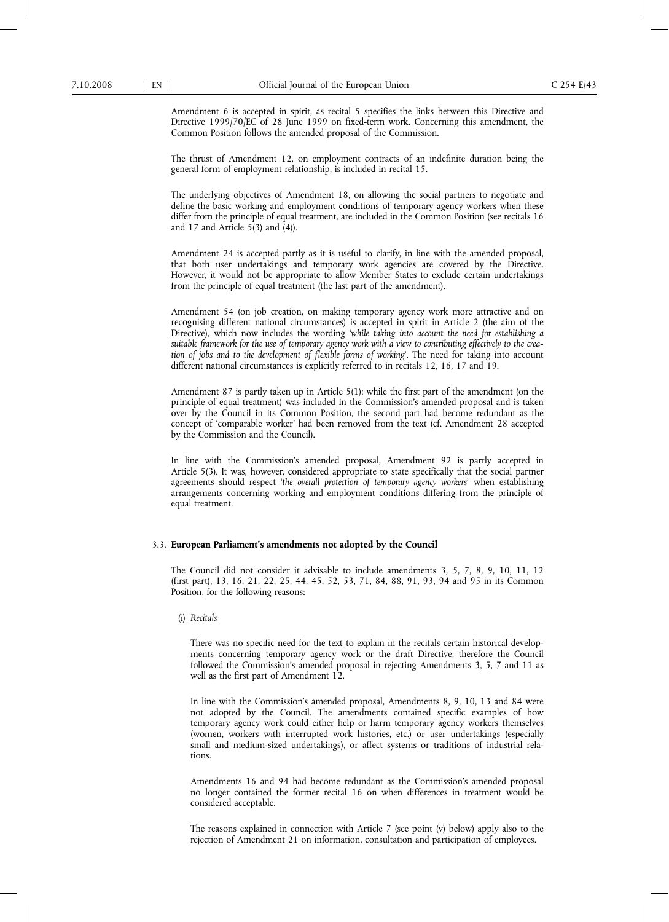Amendment 6 is accepted in spirit, as recital 5 specifies the links between this Directive and Directive 1999/70/EC of 28 June 1999 on fixed-term work. Concerning this amendment, the Common Position follows the amended proposal of the Commission.

The thrust of Amendment 12, on employment contracts of an indefinite duration being the general form of employment relationship, is included in recital 15.

The underlying objectives of Amendment 18, on allowing the social partners to negotiate and define the basic working and employment conditions of temporary agency workers when these differ from the principle of equal treatment, are included in the Common Position (see recitals 16 and 17 and Article 5(3) and (4)).

Amendment 24 is accepted partly as it is useful to clarify, in line with the amended proposal, that both user undertakings and temporary work agencies are covered by the Directive. However, it would not be appropriate to allow Member States to exclude certain undertakings from the principle of equal treatment (the last part of the amendment).

Amendment 54 (on job creation, on making temporary agency work more attractive and on recognising different national circumstances) is accepted in spirit in Article 2 (the aim of the Directive), which now includes the wording '*while taking into account the need for establishing a suitable framework for the use of temporary agency work with a view to contributing effectively to the creation of jobs and to the development of flexible forms of working*'. The need for taking into account different national circumstances is explicitly referred to in recitals 12, 16, 17 and 19.

Amendment 87 is partly taken up in Article 5(1); while the first part of the amendment (on the principle of equal treatment) was included in the Commission's amended proposal and is taken over by the Council in its Common Position, the second part had become redundant as the concept of 'comparable worker' had been removed from the text (cf. Amendment 28 accepted by the Commission and the Council).

In line with the Commission's amended proposal, Amendment 92 is partly accepted in Article 5(3). It was, however, considered appropriate to state specifically that the social partner agreements should respect '*the overall protection of temporary agency workers*' when establishing arrangements concerning working and employment conditions differing from the principle of equal treatment.

### 3.3. European Parliament's amendments not adopted by the Council

The Council did not consider it advisable to include amendments 3, 5, 7, 8, 9, 10, 11, 12 (first part), 13, 16, 21, 22, 25, 44, 45, 52, 53, 71, 84, 88, 91, 93, 94 and 95 in its Common Position, for the following reasons:

(i) *Recitals*

There was no specific need for the text to explain in the recitals certain historical developments concerning temporary agency work or the draft Directive; therefore the Council followed the Commission's amended proposal in rejecting Amendments 3, 5, 7 and 11 as well as the first part of Amendment 12.

In line with the Commission's amended proposal, Amendments 8, 9, 10, 13 and 84 were not adopted by the Council. The amendments contained specific examples of how temporary agency work could either help or harm temporary agency workers themselves (women, workers with interrupted work histories, etc.) or user undertakings (especially small and medium-sized undertakings), or affect systems or traditions of industrial relations.

Amendments 16 and 94 had become redundant as the Commission's amended proposal no longer contained the former recital 16 on when differences in treatment would be considered acceptable.

The reasons explained in connection with Article 7 (see point (v) below) apply also to the rejection of Amendment 21 on information, consultation and participation of employees.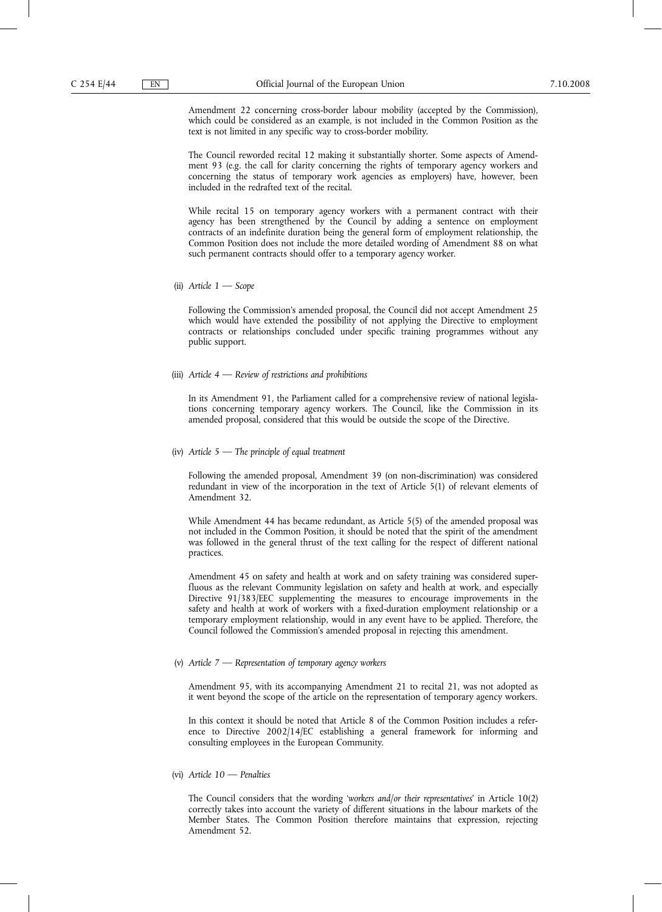Amendment 22 concerning cross-border labour mobility (accepted by the Commission), which could be considered as an example, is not included in the Common Position as the text is not limited in any specific way to cross-border mobility.

The Council reworded recital 12 making it substantially shorter. Some aspects of Amendment 93 (e.g. the call for clarity concerning the rights of temporary agency workers and concerning the status of temporary work agencies as employers) have, however, been included in the redrafted text of the recital.

While recital 15 on temporary agency workers with a permanent contract with their agency has been strengthened by the Council by adding a sentence on employment contracts of an indefinite duration being the general form of employment relationship, the Common Position does not include the more detailed wording of Amendment 88 on what such permanent contracts should offer to a temporary agency worker.

(ii) *Article 1 — Scope*

Following the Commission's amended proposal, the Council did not accept Amendment 25 which would have extended the possibility of not applying the Directive to employment contracts or relationships concluded under specific training programmes without any public support.

(iii) *Article 4 — Review of restrictions and prohibitions*

In its Amendment 91, the Parliament called for a comprehensive review of national legislations concerning temporary agency workers. The Council, like the Commission in its amended proposal, considered that this would be outside the scope of the Directive.

(iv) *Article 5 — The principle of equal treatment*

Following the amended proposal, Amendment 39 (on non-discrimination) was considered redundant in view of the incorporation in the text of Article 5(1) of relevant elements of Amendment 32.

While Amendment 44 has became redundant, as Article 5(5) of the amended proposal was not included in the Common Position, it should be noted that the spirit of the amendment was followed in the general thrust of the text calling for the respect of different national practices.

Amendment 45 on safety and health at work and on safety training was considered superfluous as the relevant Community legislation on safety and health at work, and especially Directive 91/383/EEC supplementing the measures to encourage improvements in the safety and health at work of workers with a fixed-duration employment relationship or a temporary employment relationship, would in any event have to be applied. Therefore, the Council followed the Commission's amended proposal in rejecting this amendment.

(v) *Article 7 — Representation of temporary agency workers*

Amendment 95, with its accompanying Amendment 21 to recital 21, was not adopted as it went beyond the scope of the article on the representation of temporary agency workers.

In this context it should be noted that Article 8 of the Common Position includes a reference to Directive 2002/14/EC establishing a general framework for informing and consulting employees in the European Community.

(vi) *Article 10 — Penalties*

The Council considers that the wording '*workers and/or their representatives*' in Article 10(2) correctly takes into account the variety of different situations in the labour markets of the Member States. The Common Position therefore maintains that expression, rejecting Amendment 52.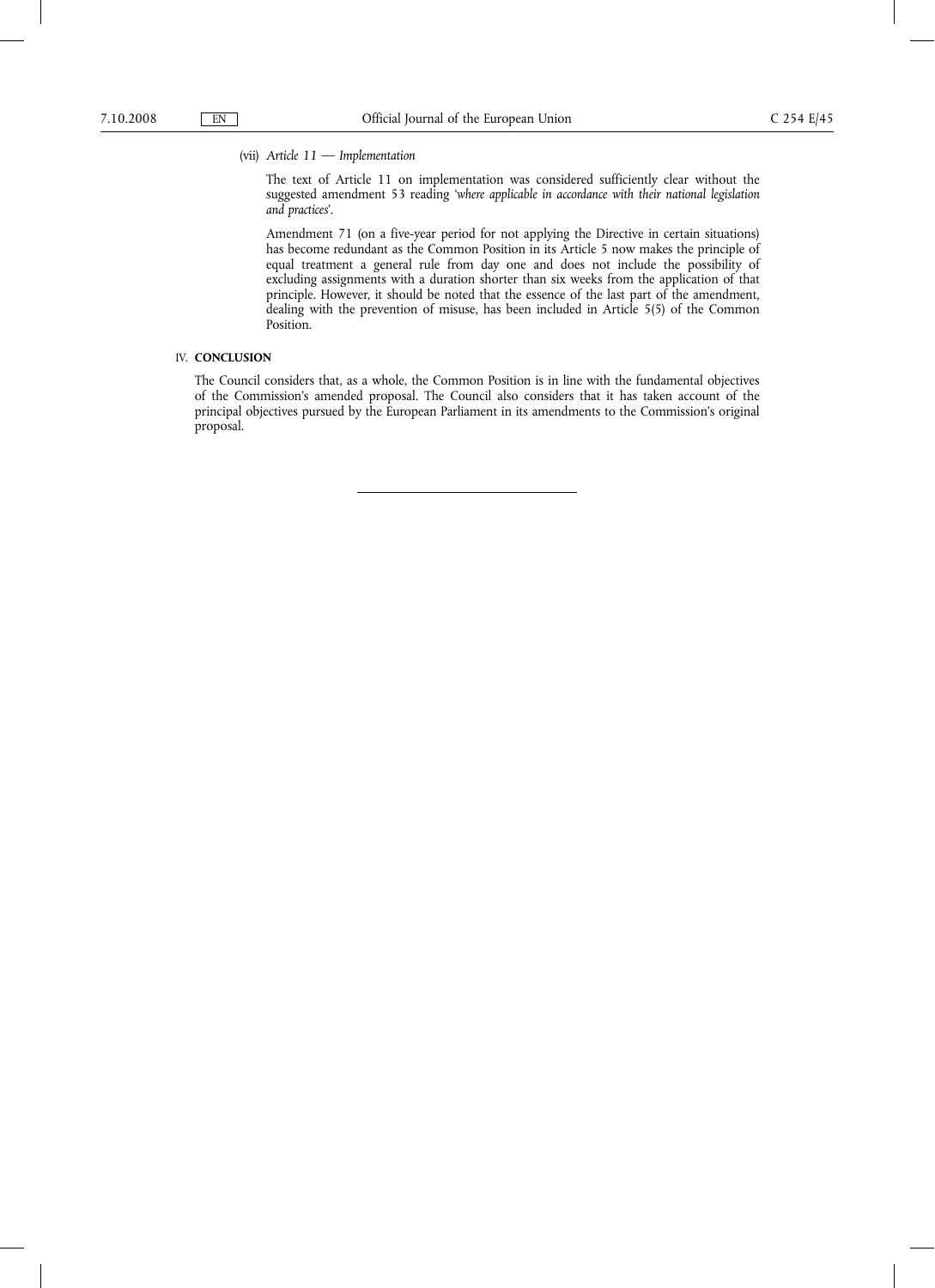(vii) *Article 11 — Implementation*

The text of Article 11 on implementation was considered sufficiently clear without the suggested amendment 53 reading '*where applicable in accordance with their national legislation and practices*'.

Amendment 71 (on a five-year period for not applying the Directive in certain situations) has become redundant as the Common Position in its Article 5 now makes the principle of equal treatment a general rule from day one and does not include the possibility of excluding assignments with a duration shorter than six weeks from the application of that principle. However, it should be noted that the essence of the last part of the amendment, dealing with the prevention of misuse, has been included in Article 5(5) of the Common Position.

## IV. **CONCLUSION**

The Council considers that, as a whole, the Common Position is in line with the fundamental objectives of the Commission's amended proposal. The Council also considers that it has taken account of the principal objectives pursued by the European Parliament in its amendments to the Commission's original proposal.